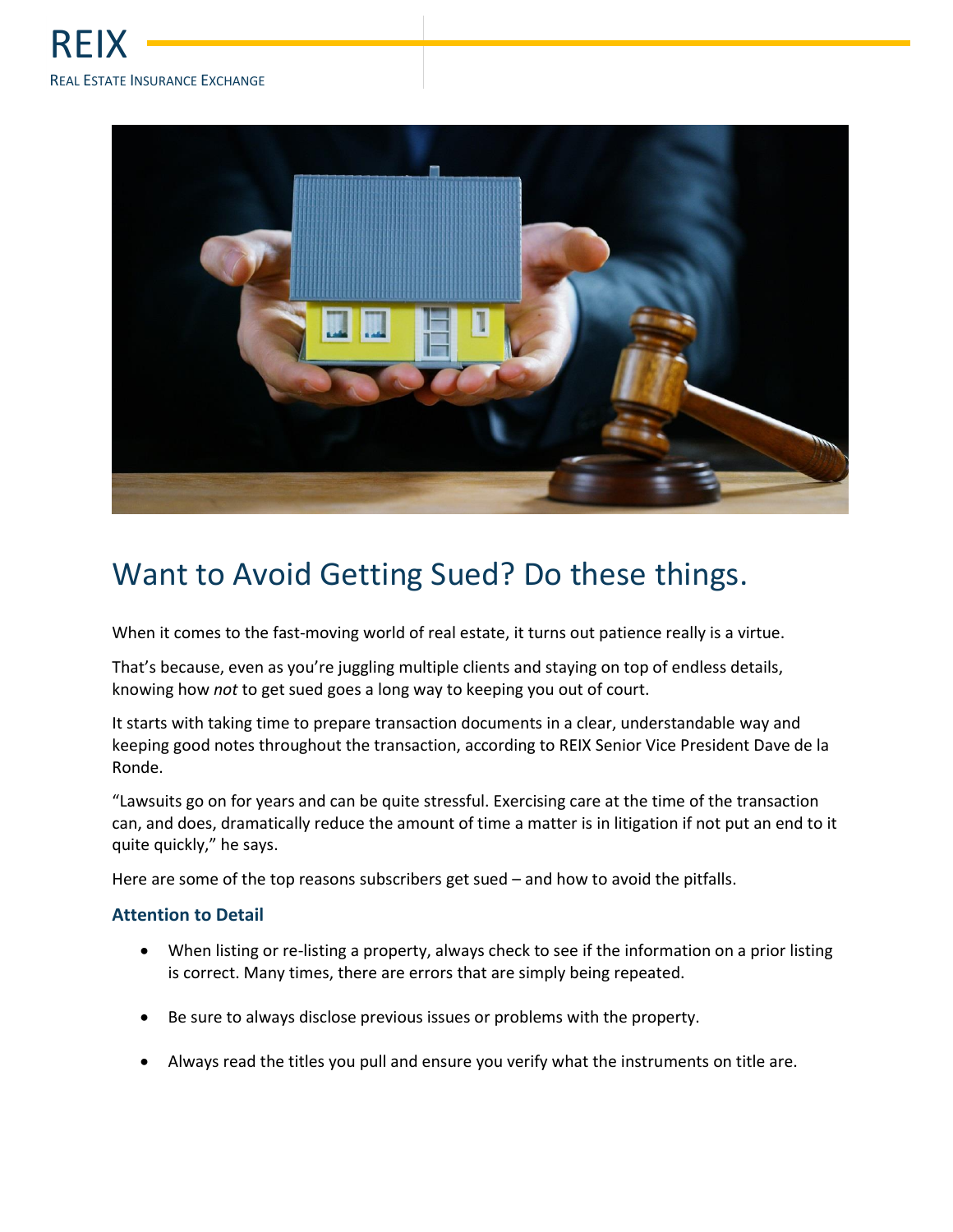REIX

REAL ESTATE INSURANCE EXCHANGE

# Want to Avoid Getting Sued? Do these things.

When it comes to the fast-moving world of real estate, it turns out patience really is a virtue.

That's because, even as you're juggling multiple clients and staying on top of endless details, knowing how *not* to get sued goes a long way to keeping you out of court.

It starts with taking time to prepare transaction documents in a clear, understandable way and keeping good notes throughout the transaction, according to REIX Senior Vice President Dave de la Ronde.

"Lawsuits go on for years and can be quite stressful. Exercising care at the time of the transaction can, and does, dramatically reduce the amount of time a matter is in litigation if not put an end to it quite quickly," he says.

Here are some of the top reasons subscribers get sued – and how to avoid the pitfalls.

### Attention to Detail

- When listing or re-listing a property, always check to see if the information on a prior listing is correct. Many times, there are errors that are simply being repeated.
- Be sure to always disclose previous issues or problems with the property.
- Always read the titles you pull and ensure you verify what the instruments on title are.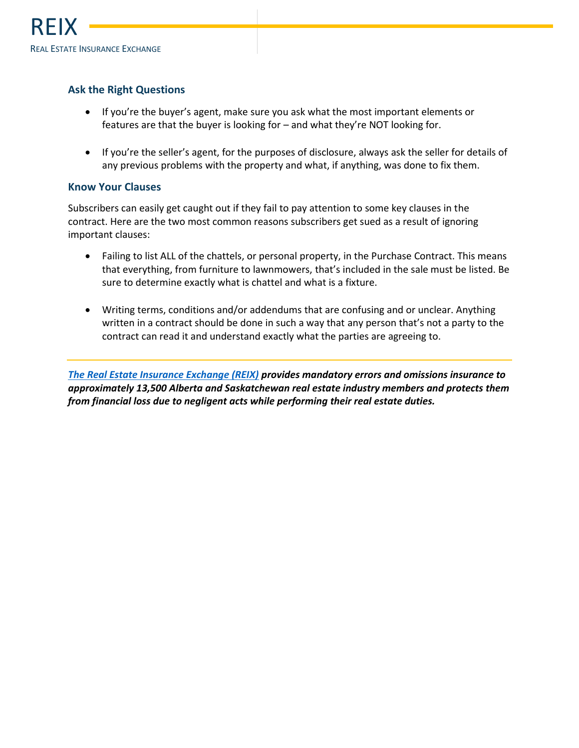## Ask the Right Questions

- If you're the buyer's agent, make sure you ask what the most important elements or features are that the buyer is looking for – and what they're NOT looking for.
- If you're the seller's agent, for the purposes of disclosure, always ask the seller for details of any previous problems with the property and what, if anything, was done to fix them.

## Know Your Clauses

Subscribers can easily get caught out if they fail to pay attention to some key clauses in the contract. Here are the two most common reasons subscribers get sued as a result of ignoring important clauses:

- Failing to list ALL of the chattels, or personal property, in the Purchase Contract. This means that everything, from furniture to lawnmowers, that's included in the sale must be listed. Be sure to determine exactly what is chattel and what is a fixture.
- Writing terms, conditions and/or addendums that are confusing and or unclear. Anything written in a contract should be done in such a way that any person that's not a party to the contract can read it and understand exactly what the parties are agreeing to.

---

***The Real Estate Insurance Exchange (REIX) provides mandatory errors and omissions insurance to approximately 13,500 Alberta and Saskatchewan real estate industry members and protects them from financial loss due to negligent acts while performing their real estate duties.***